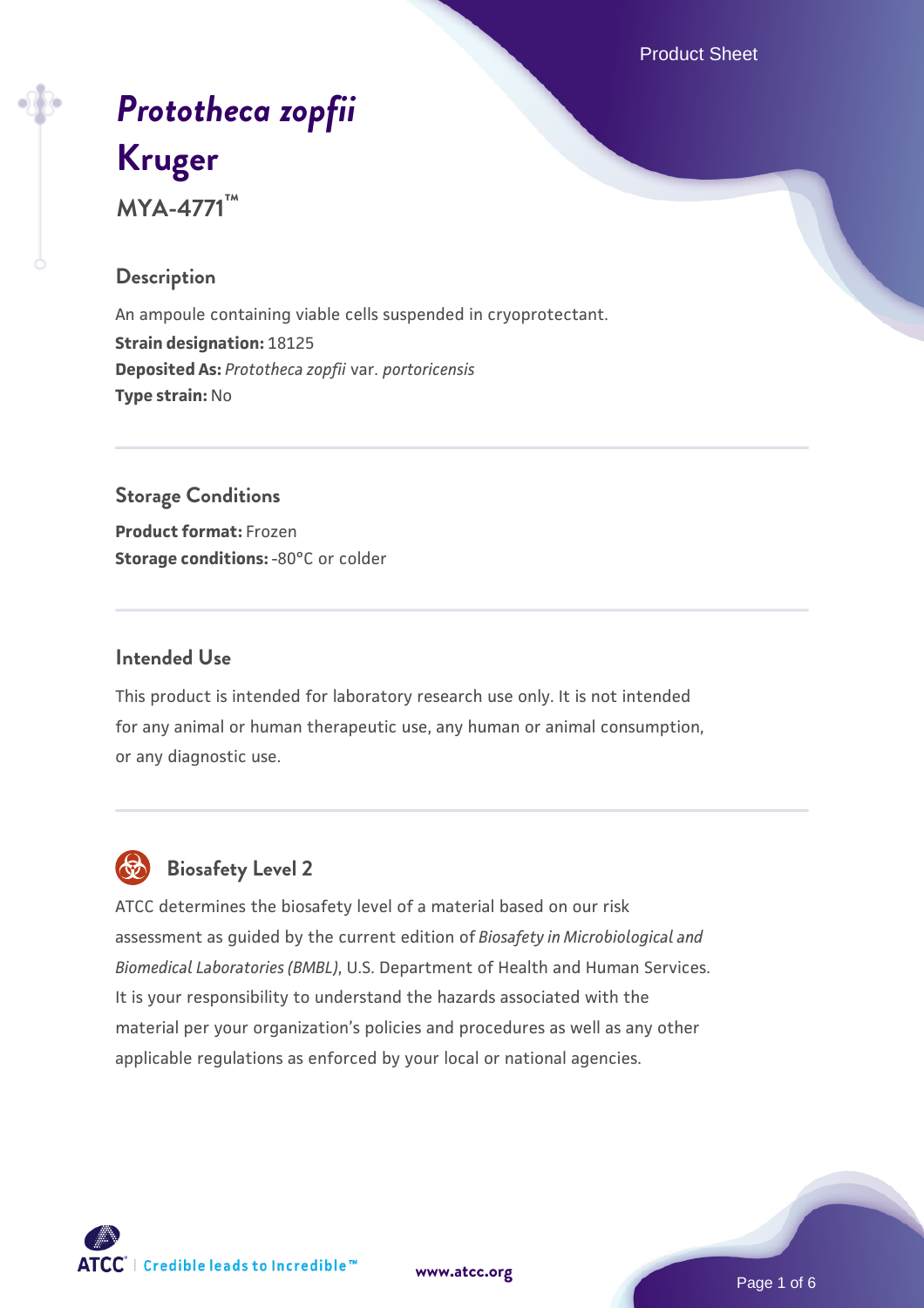# *Prototheca zopfii* Kruger

**MYA-4771™**

## Description

An ampoule containing viable cells suspended in cryoprotectant.
**Strain designation:** 18125
**Deposited As:** *Prototheca zopfii* var. *portoricensis*
**Type strain:** No

## Storage Conditions

**Product format:** Frozen
**Storage conditions:** -80°C or colder

## Intended Use

This product is intended for laboratory research use only. It is not intended for any animal or human therapeutic use, any human or animal consumption, or any diagnostic use.

## Biosafety Level 2

ATCC determines the biosafety level of a material based on our risk assessment as guided by the current edition of *Biosafety in Microbiological and Biomedical Laboratories (BMBL)*, U.S. Department of Health and Human Services. It is your responsibility to understand the hazards associated with the material per your organization's policies and procedures as well as any other applicable regulations as enforced by your local or national agencies.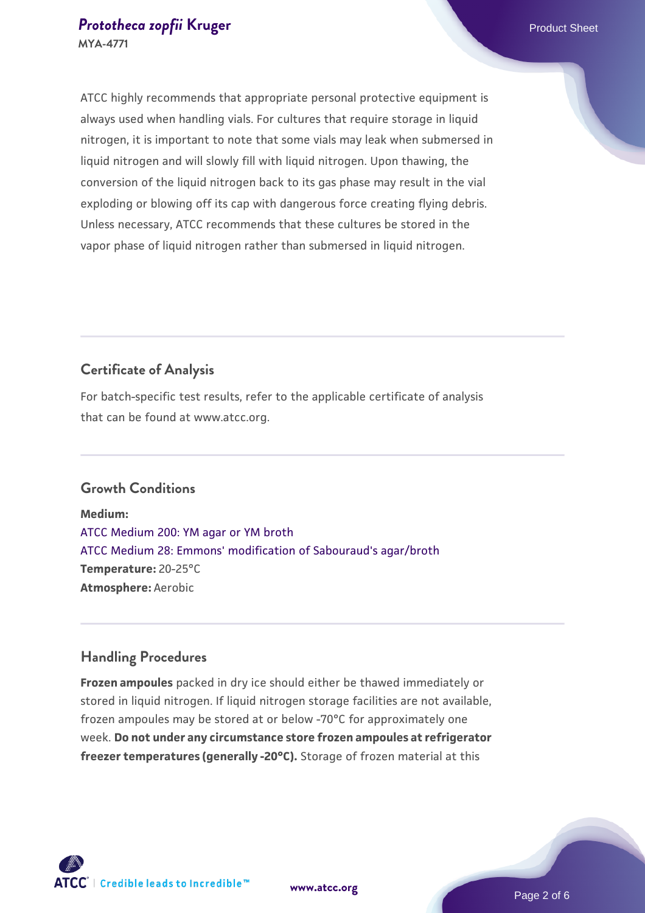ATCC highly recommends that appropriate personal protective equipment is always used when handling vials. For cultures that require storage in liquid nitrogen, it is important to note that some vials may leak when submersed in liquid nitrogen and will slowly fill with liquid nitrogen. Upon thawing, the conversion of the liquid nitrogen back to its gas phase may result in the vial exploding or blowing off its cap with dangerous force creating flying debris. Unless necessary, ATCC recommends that these cultures be stored in the vapor phase of liquid nitrogen rather than submersed in liquid nitrogen.

## Certificate of Analysis

For batch-specific test results, refer to the applicable certificate of analysis that can be found at www.atcc.org.

## Growth Conditions

**Medium:**
ATCC Medium 200: YM agar or YM broth
ATCC Medium 28: Emmons' modification of Sabouraud's agar/broth
**Temperature:** 20-25°C
**Atmosphere:** Aerobic

## Handling Procedures

**Frozen ampoules** packed in dry ice should either be thawed immediately or stored in liquid nitrogen. If liquid nitrogen storage facilities are not available, frozen ampoules may be stored at or below -70°C for approximately one week. **Do not under any circumstance store frozen ampoules at refrigerator freezer temperatures (generally -20°C).** Storage of frozen material at this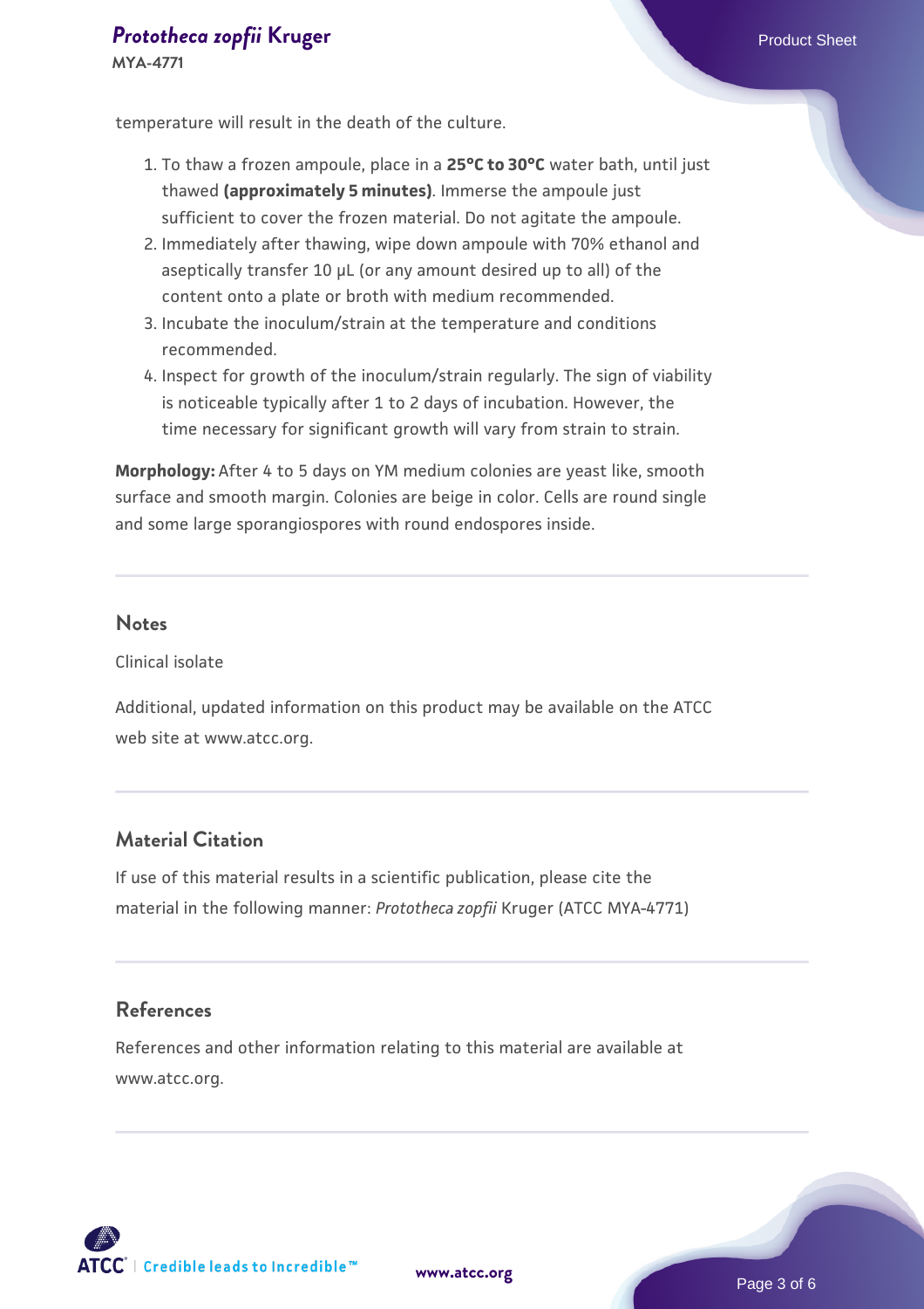temperature will result in the death of the culture.

1. To thaw a frozen ampoule, place in a **25°C to 30°C** water bath, until just thawed **(approximately 5 minutes)**. Immerse the ampoule just sufficient to cover the frozen material. Do not agitate the ampoule.
2. Immediately after thawing, wipe down ampoule with 70% ethanol and aseptically transfer 10 µL (or any amount desired up to all) of the content onto a plate or broth with medium recommended.
3. Incubate the inoculum/strain at the temperature and conditions recommended.
4. Inspect for growth of the inoculum/strain regularly. The sign of viability is noticeable typically after 1 to 2 days of incubation. However, the time necessary for significant growth will vary from strain to strain.

**Morphology:** After 4 to 5 days on YM medium colonies are yeast like, smooth surface and smooth margin. Colonies are beige in color. Cells are round single and some large sporangiospores with round endospores inside.

## Notes

Clinical isolate

Additional, updated information on this product may be available on the ATCC web site at www.atcc.org.

## Material Citation

If use of this material results in a scientific publication, please cite the material in the following manner: *Prototheca zopfii* Kruger (ATCC MYA-4771)

## References

References and other information relating to this material are available at www.atcc.org.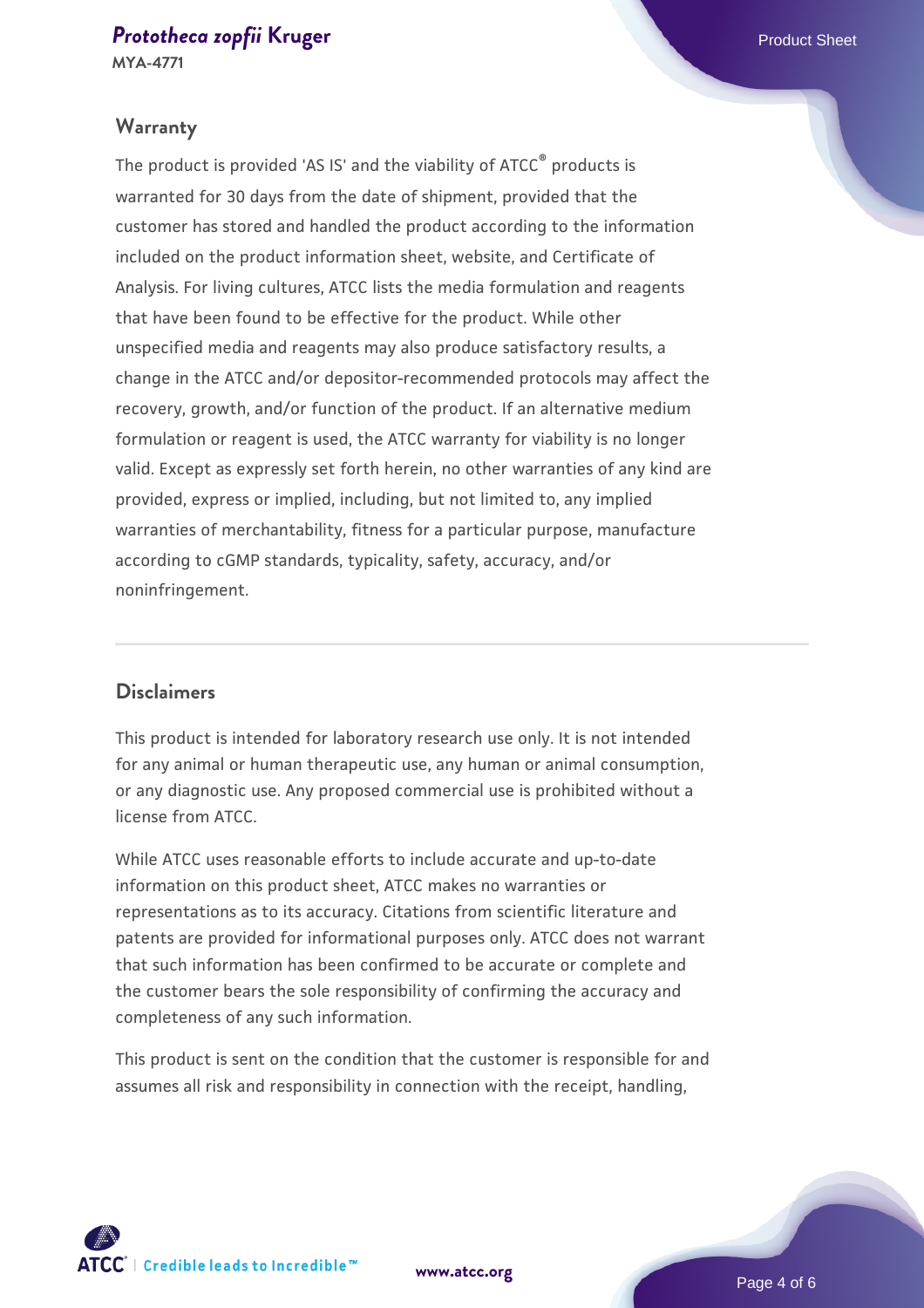## Warranty

The product is provided 'AS IS' and the viability of ATCC® products is warranted for 30 days from the date of shipment, provided that the customer has stored and handled the product according to the information included on the product information sheet, website, and Certificate of Analysis. For living cultures, ATCC lists the media formulation and reagents that have been found to be effective for the product. While other unspecified media and reagents may also produce satisfactory results, a change in the ATCC and/or depositor-recommended protocols may affect the recovery, growth, and/or function of the product. If an alternative medium formulation or reagent is used, the ATCC warranty for viability is no longer valid. Except as expressly set forth herein, no other warranties of any kind are provided, express or implied, including, but not limited to, any implied warranties of merchantability, fitness for a particular purpose, manufacture according to cGMP standards, typicality, safety, accuracy, and/or noninfringement.

## Disclaimers

This product is intended for laboratory research use only. It is not intended for any animal or human therapeutic use, any human or animal consumption, or any diagnostic use. Any proposed commercial use is prohibited without a license from ATCC.

While ATCC uses reasonable efforts to include accurate and up-to-date information on this product sheet, ATCC makes no warranties or representations as to its accuracy. Citations from scientific literature and patents are provided for informational purposes only. ATCC does not warrant that such information has been confirmed to be accurate or complete and the customer bears the sole responsibility of confirming the accuracy and completeness of any such information.

This product is sent on the condition that the customer is responsible for and assumes all risk and responsibility in connection with the receipt, handling,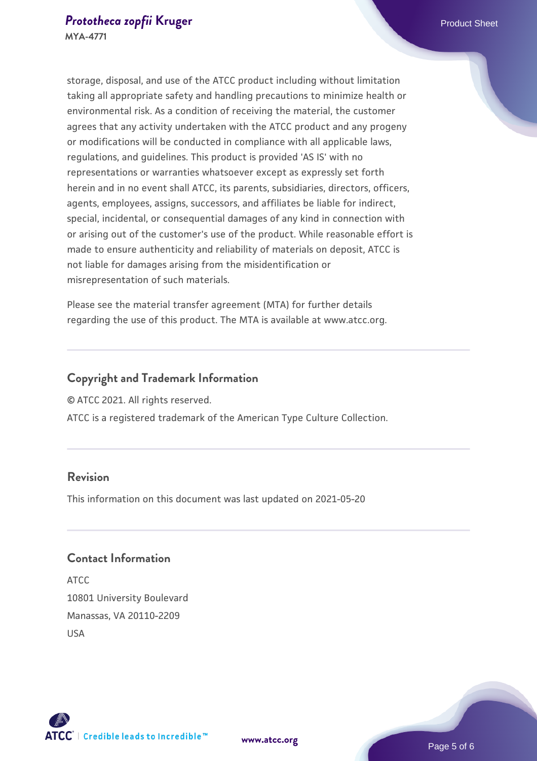storage, disposal, and use of the ATCC product including without limitation taking all appropriate safety and handling precautions to minimize health or environmental risk. As a condition of receiving the material, the customer agrees that any activity undertaken with the ATCC product and any progeny or modifications will be conducted in compliance with all applicable laws, regulations, and guidelines. This product is provided 'AS IS' with no representations or warranties whatsoever except as expressly set forth herein and in no event shall ATCC, its parents, subsidiaries, directors, officers, agents, employees, assigns, successors, and affiliates be liable for indirect, special, incidental, or consequential damages of any kind in connection with or arising out of the customer's use of the product. While reasonable effort is made to ensure authenticity and reliability of materials on deposit, ATCC is not liable for damages arising from the misidentification or misrepresentation of such materials.

Please see the material transfer agreement (MTA) for further details regarding the use of this product. The MTA is available at www.atcc.org.

## Copyright and Trademark Information

© ATCC 2021. All rights reserved.

ATCC is a registered trademark of the American Type Culture Collection.

## Revision

This information on this document was last updated on 2021-05-20

## Contact Information

ATCC
10801 University Boulevard
Manassas, VA 20110-2209
USA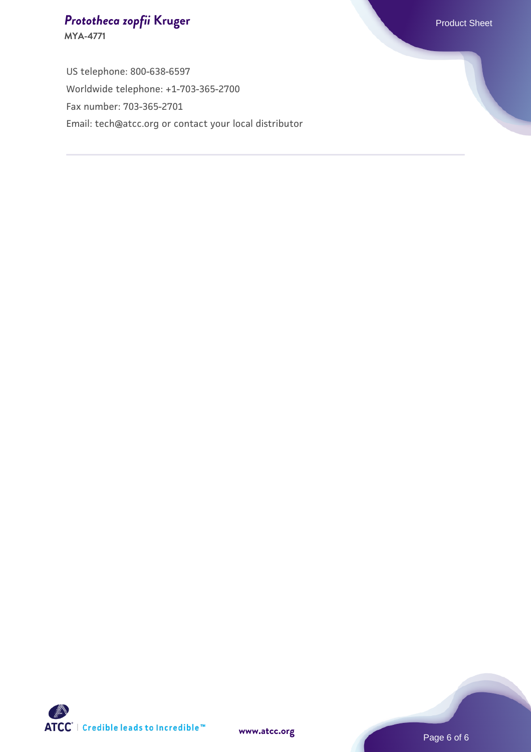US telephone: 800-638-6597

Worldwide telephone: +1-703-365-2700

Fax number: 703-365-2701

Email: tech@atcc.org or contact your local distributor

---